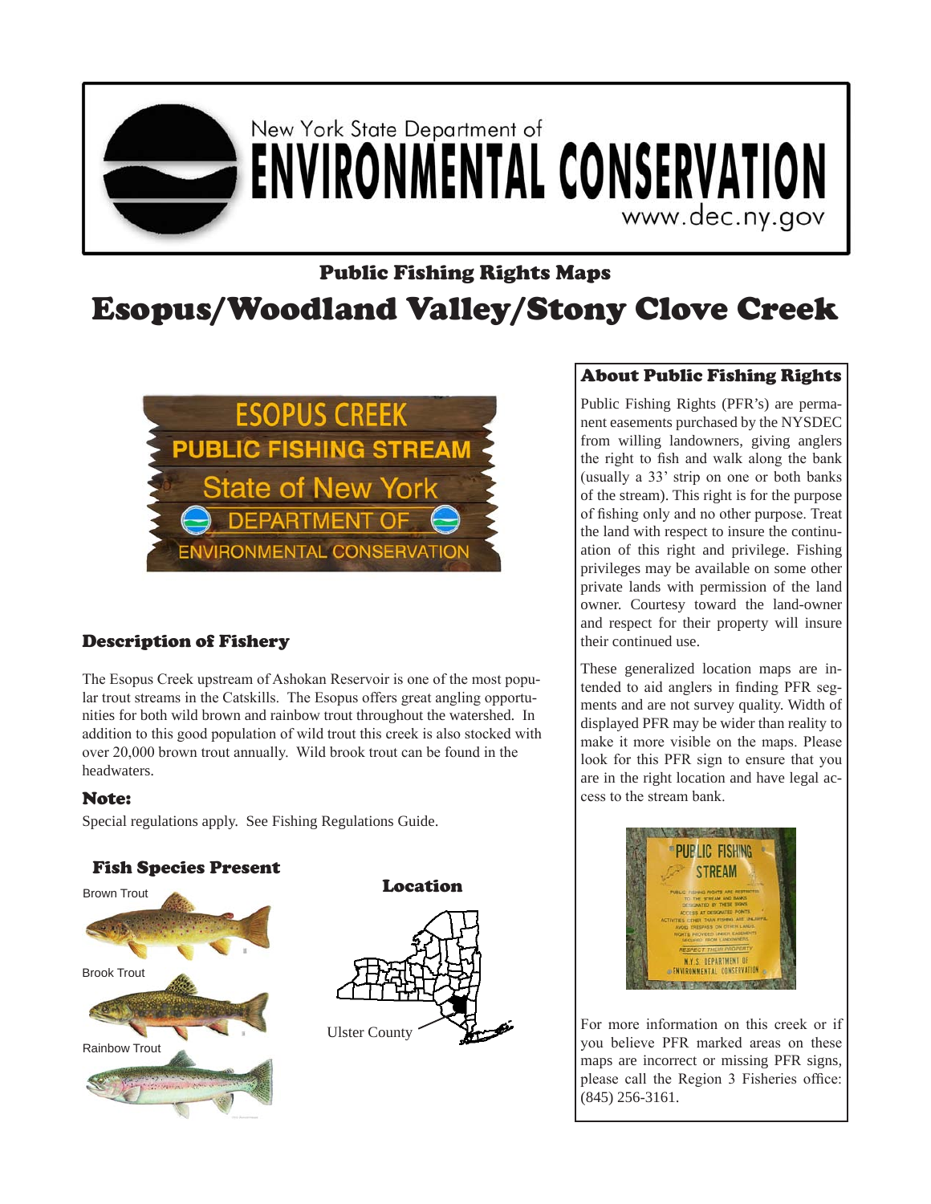New York State Department of
# ENVIRONMENTAL CONSERVATION
www.dec.ny.gov

## Public Fishing Rights Maps

# Esopus/Woodland Valley/Stony Clove Creek

ESOPUS CREEK
PUBLIC FISHING STREAM
State of New York
DEPARTMENT OF
ENVIRONMENTAL CONSERVATION

### Description of Fishery

The Esopus Creek upstream of Ashokan Reservoir is one of the most popular trout streams in the Catskills. The Esopus offers great angling opportunities for both wild brown and rainbow trout throughout the watershed. In addition to this good population of wild trout this creek is also stocked with over 20,000 brown trout annually. Wild brook trout can be found in the headwaters.

### Note:

Special regulations apply. See Fishing Regulations Guide.

### Fish Species Present

Brown Trout

Brook Trout

Rainbow Trout

### Location

Ulster County

### About Public Fishing Rights

Public Fishing Rights (PFR's) are permanent easements purchased by the NYSDEC from willing landowners, giving anglers the right to fish and walk along the bank (usually a 33' strip on one or both banks of the stream). This right is for the purpose of fishing only and no other purpose. Treat the land with respect to insure the continuation of this right and privilege. Fishing privileges may be available on some other private lands with permission of the land owner. Courtesy toward the land-owner and respect for their property will insure their continued use.

These generalized location maps are intended to aid anglers in finding PFR segments and are not survey quality. Width of displayed PFR may be wider than reality to make it more visible on the maps. Please look for this PFR sign to ensure that you are in the right location and have legal access to the stream bank.

For more information on this creek or if you believe PFR marked areas on these maps are incorrect or missing PFR signs, please call the Region 3 Fisheries office: (845) 256-3161.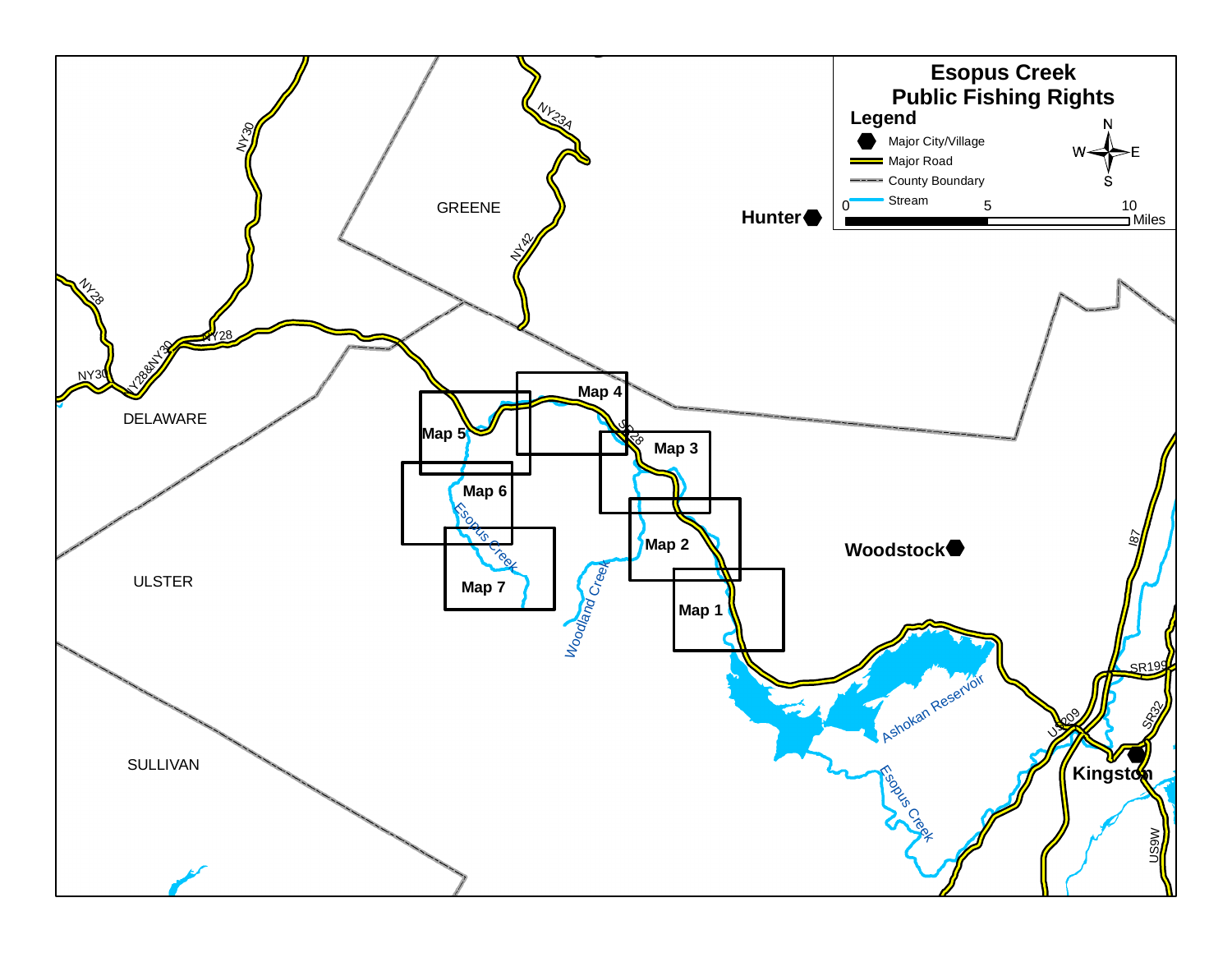# Esopus Creek Public Fishing Rights

**Legend**

- Major City/Village
- Major Road
- County Boundary
- Stream

N
W E
S

0 5 10 Miles

Hunter

Woodstock

Kingston

GREENE

DELAWARE

ULSTER

SULLIVAN

Map 1

Map 2

Map 3

Map 4

Map 5

Map 6

Map 7

NY30

NY23A

NY42

NY28

NY28&NY30

SR28

I87

SR199

SR32

US209

US9W

Esopus Creek

Woodland Creek

Ashokan Reservoir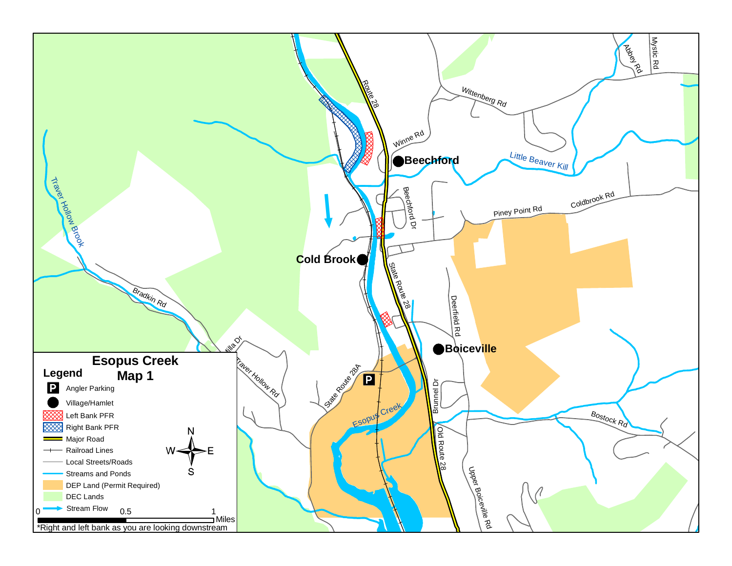# Esopus Creek Map 1

**Legend**

- P Angler Parking
- Village/Hamlet
- Left Bank PFR
- Right Bank PFR
- Major Road
- Railroad Lines
- Local Streets/Roads
- Streams and Ponds
- DEP Land (Permit Required)
- DEC Lands
- Stream Flow

N
W E
S

0 0.5 1 Miles

*Right and left bank as you are looking downstream

Route 28
Winne Rd
Beechford
Wittenberg Rd
Abbey Rd
Mystic Rd
Little Beaver Kill
Beechford Dr
Piney Point Rd
Coldbrook Rd
Cold Brook
State Route 28
Deerfield Rd
Boiceville
Traver Hollow Brook
Bradkin Rd
Milla Dr
Traver Hollow Rd
State Route 28A
P
Esopus Creek
Brunnel Dr
Old Route 28
Bostock Rd
Upper Boiceville Rd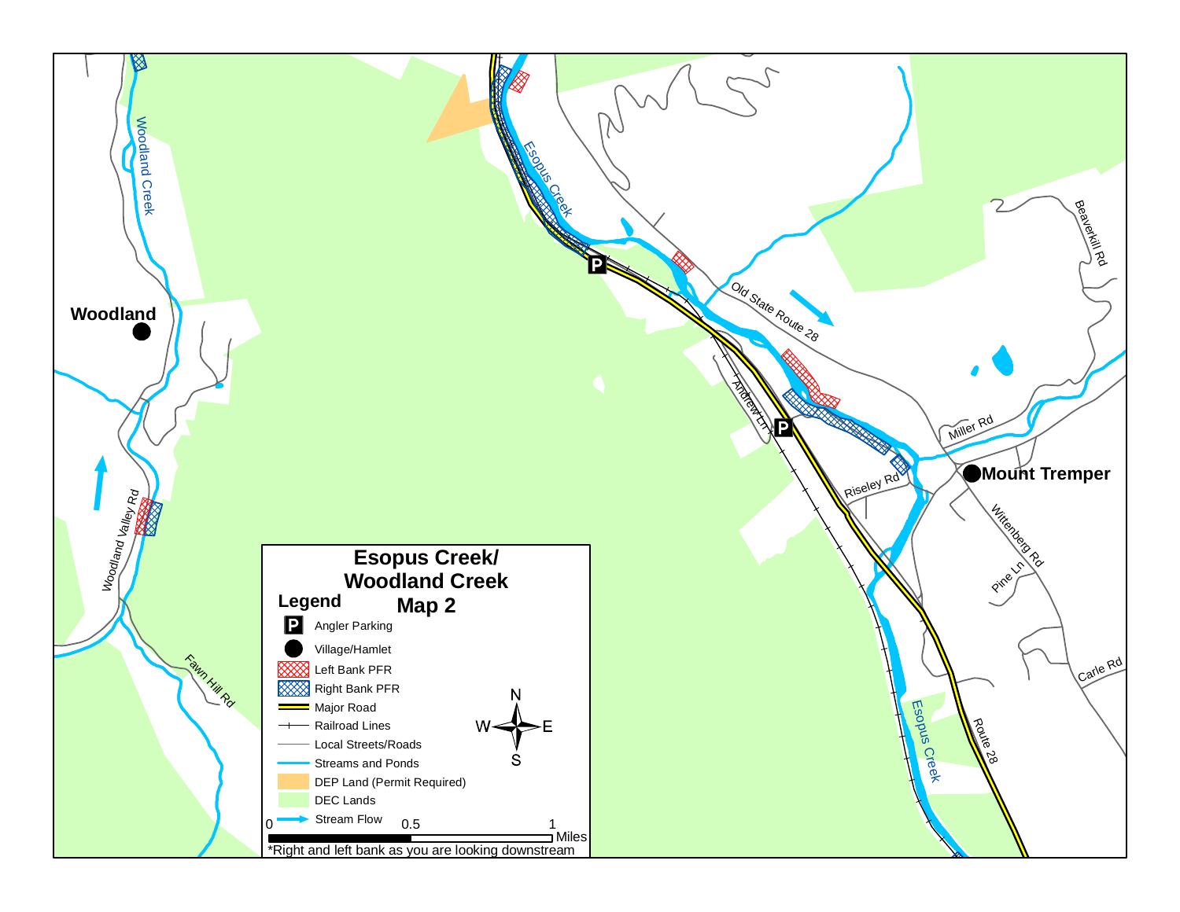# Esopus Creek/ Woodland Creek Map 2

## Legend

- P Angler Parking
- Village/Hamlet
- Left Bank PFR
- Right Bank PFR
- Major Road
- Railroad Lines
- Local Streets/Roads
- Streams and Ponds
- DEP Land (Permit Required)
- DEC Lands
- Stream Flow

0 0.5 1 Miles

*Right and left bank as you are looking downstream

N
W E
S

Woodland
Mount Tremper
Woodland Creek
Esopus Creek
Woodland Valley Rd
Fawn Hill Rd
Old State Route 28
Andrew Ln
Riseley Rd
Miller Rd
Beaverkill Rd
Wittenberg Rd
Pine Ln
Carle Rd
Route 28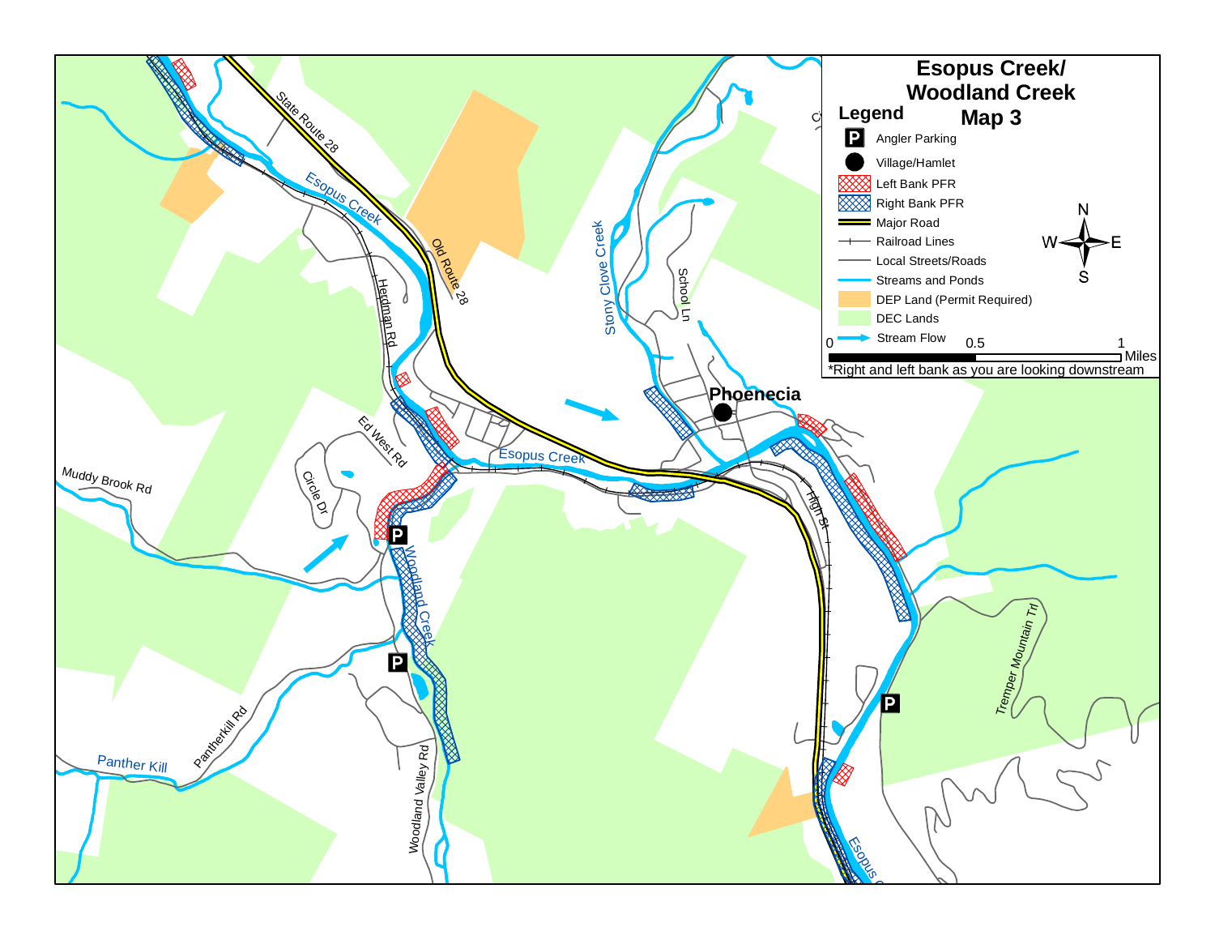# Esopus Creek/ Woodland Creek Map 3

**Legend**

- Angler Parking
- Village/Hamlet
- Left Bank PFR
- Right Bank PFR
- Major Road
- Railroad Lines
- Local Streets/Roads
- Streams and Ponds
- DEP Land (Permit Required)
- DEC Lands
- Stream Flow

N
W E
S

0 0.5 1 Miles

*Right and left bank as you are looking downstream

State Route 28
Esopus Creek
Old Route 28
Herdman Rd
Stony Clove Creek
School Ln
Phoenecia
Ed West Rd
Esopus Creek
High St
Muddy Brook Rd
Circle Dr
Woodland Creek
Tremper Mountain Trl
Pantherkill Rd
Panther Kill
Woodland Valley Rd
Esopus C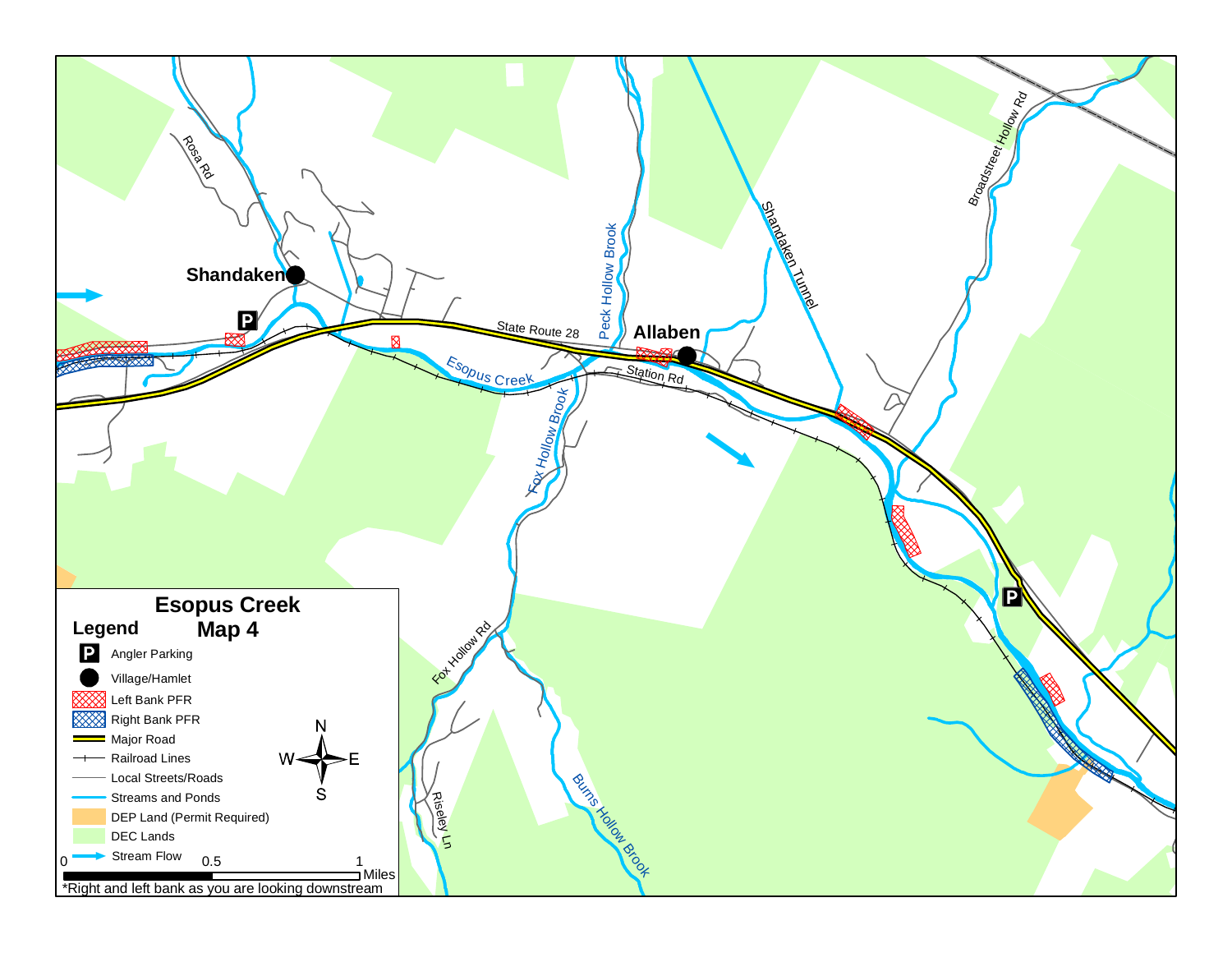# Esopus Creek Map 4

**Legend**

- P Angler Parking
- Village/Hamlet
- Left Bank PFR
- Right Bank PFR
- Major Road
- Railroad Lines
- Local Streets/Roads
- Streams and Ponds
- DEP Land (Permit Required)
- DEC Lands
- Stream Flow

0 0.5 1 Miles

*Right and left bank as you are looking downstream

N W E S

Shandaken

Allaben

State Route 28

Station Rd

Esopus Creek

Rosa Rd

Peck Hollow Brook

Fox Hollow Brook

Fox Hollow Rd

Riseley Ln

Burns Hollow Brook

Shandaken Tunnel

Broadstreet Hollow Rd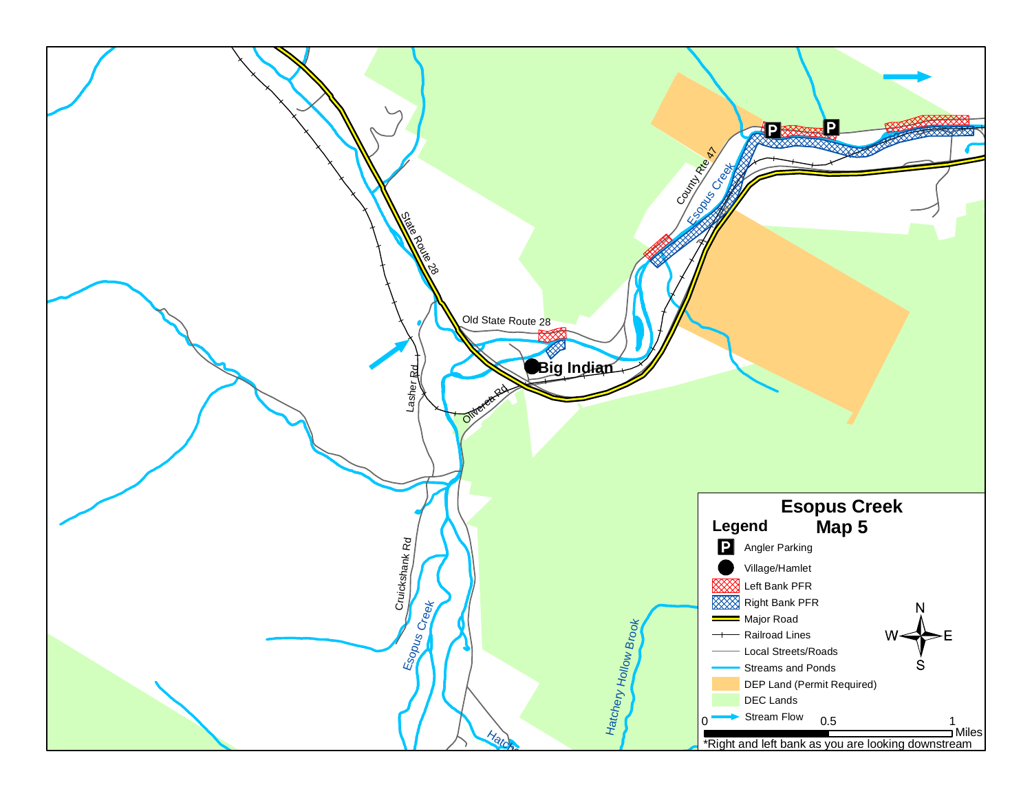Esopus Creek
Map 5

Legend

Angler Parking
Village/Hamlet
Left Bank PFR
Right Bank PFR
Major Road
Railroad Lines
Local Streets/Roads
Streams and Ponds
DEP Land (Permit Required)
DEC Lands
Stream Flow

0 0.5 1 Miles

*Right and left bank as you are looking downstream

N
W E
S

State Route 28
Old State Route 28
Big Indian
Lasher Rd
Oliverea Rd
County Rte 47
Esopus Creek
Cruickshank Rd
Esopus Creek
Hatchery Hollow Brook
Hatch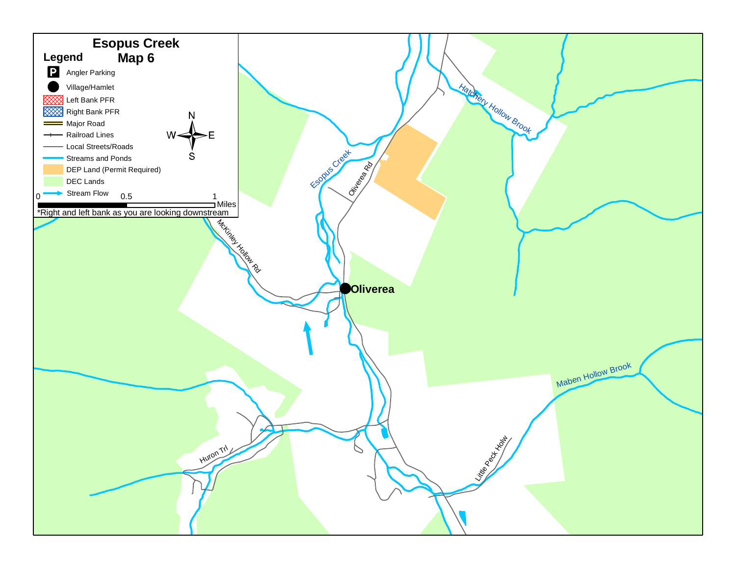# Esopus Creek Map 6

**Legend**

- Angler Parking
- Village/Hamlet
- Left Bank PFR
- Right Bank PFR
- Major Road
- Railroad Lines
- Local Streets/Roads
- Streams and Ponds
- DEP Land (Permit Required)
- DEC Lands
- Stream Flow

N W E S

0 0.5 1 Miles

*Right and left bank as you are looking downstream

Esopus Creek

Oliverea Rd

Hatchery Hollow Brook

McKinley Hollow Rd

Oliverea

Maben Hollow Brook

Huron Trl

Little Peck Holw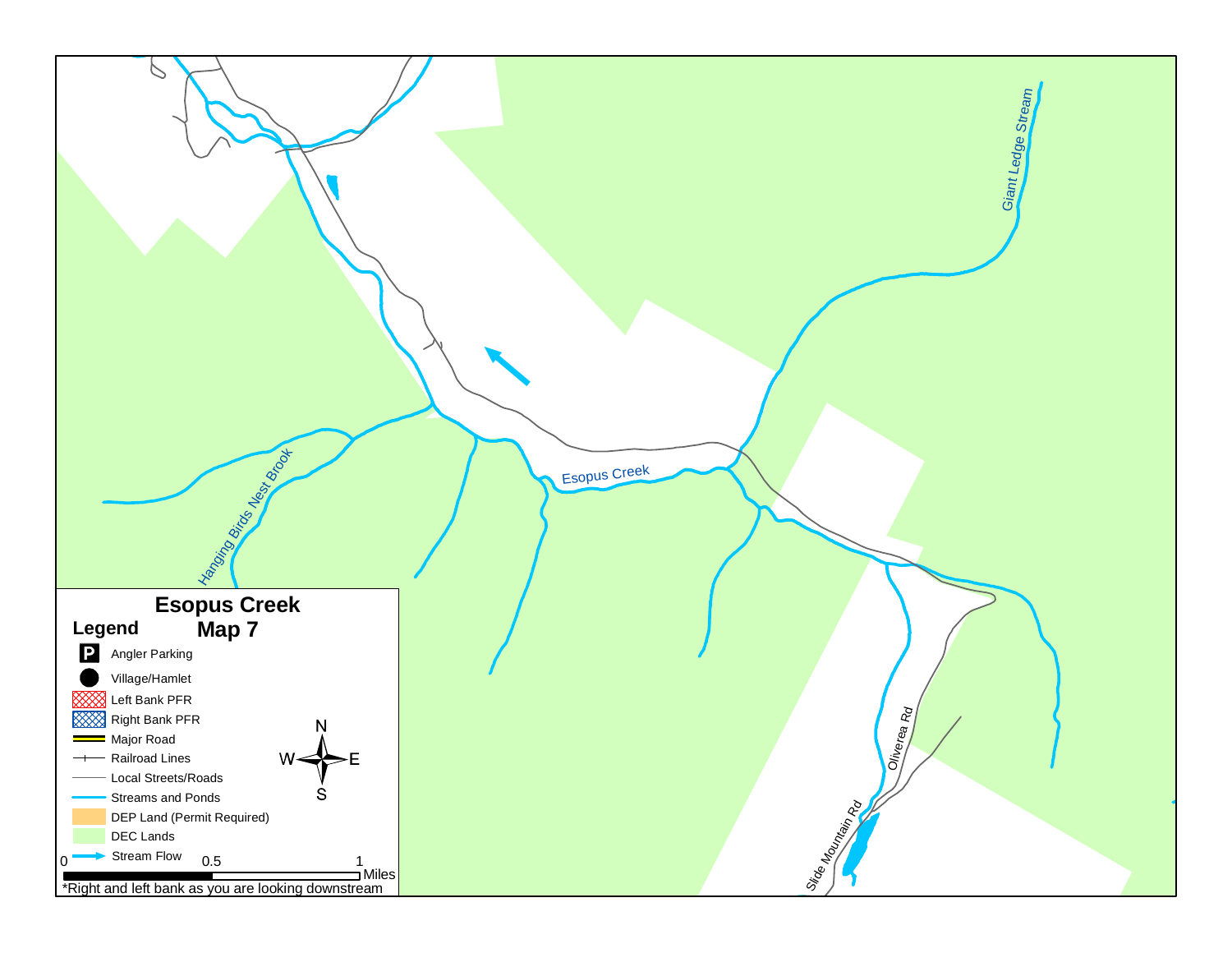# Esopus Creek
## Map 7

Giant Ledge Stream

Esopus Creek

Hanging Birds Nest Brook

Oliverea Rd

Slide Mountain Rd

**Legend**

- Angler Parking
- Village/Hamlet
- Left Bank PFR
- Right Bank PFR
- Major Road
- Railroad Lines
- Local Streets/Roads
- Streams and Ponds
- DEP Land (Permit Required)
- DEC Lands
- Stream Flow

N
W E
S

0 0.5 1 Miles

*Right and left bank as you are looking downstream